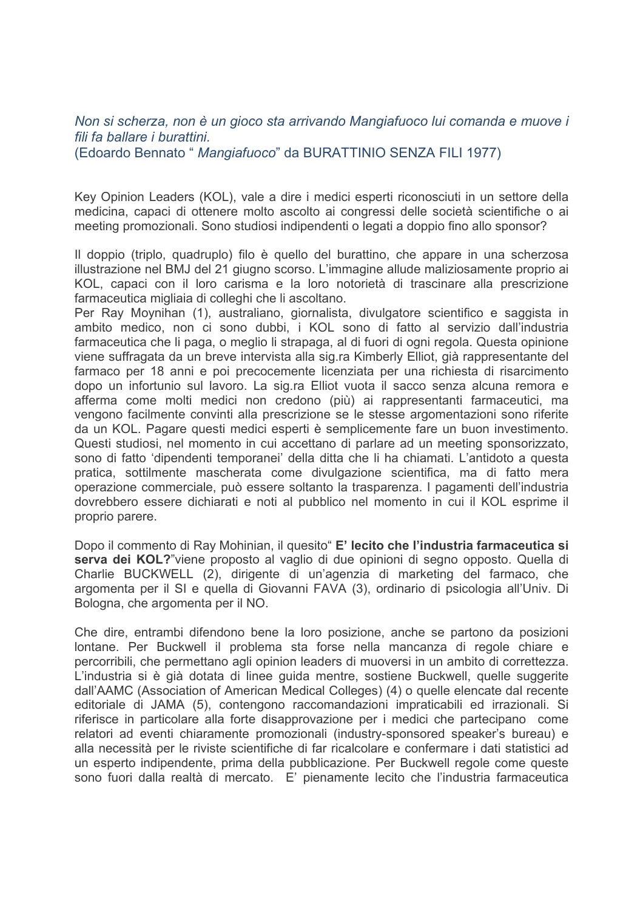*Non si scherza, non è un gioco sta arrivando Mangiafuoco lui comanda e muove i fili fa ballare i burattini.*
(Edoardo Bennato " *Mangiafuoco*" da BURATTINIO SENZA FILI 1977)

Key Opinion Leaders (KOL), vale a dire i medici esperti riconosciuti in un settore della medicina, capaci di ottenere molto ascolto ai congressi delle società scientifiche o ai meeting promozionali. Sono studiosi indipendenti o legati a doppio fino allo sponsor?

Il doppio (triplo, quadruplo) filo è quello del burattino, che appare in una scherzosa illustrazione nel BMJ del 21 giugno scorso. L'immagine allude maliziosamente proprio ai KOL, capaci con il loro carisma e la loro notorietà di trascinare alla prescrizione farmaceutica migliaia di colleghi che li ascoltano.
Per Ray Moynihan (1), australiano, giornalista, divulgatore scientifico e saggista in ambito medico, non ci sono dubbi, i KOL sono di fatto al servizio dall'industria farmaceutica che li paga, o meglio li strapaga, al di fuori di ogni regola. Questa opinione viene suffragata da un breve intervista alla sig.ra Kimberly Elliot, già rappresentante del farmaco per 18 anni e poi precocemente licenziata per una richiesta di risarcimento dopo un infortunio sul lavoro. La sig.ra Elliot vuota il sacco senza alcuna remora e afferma come molti medici non credono (più) ai rappresentanti farmaceutici, ma vengono facilmente convinti alla prescrizione se le stesse argomentazioni sono riferite da un KOL. Pagare questi medici esperti è semplicemente fare un buon investimento. Questi studiosi, nel momento in cui accettano di parlare ad un meeting sponsorizzato, sono di fatto 'dipendenti temporanei' della ditta che li ha chiamati. L'antidoto a questa pratica, sottilmente mascherata come divulgazione scientifica, ma di fatto mera operazione commerciale, può essere soltanto la trasparenza. I pagamenti dell'industria dovrebbero essere dichiarati e noti al pubblico nel momento in cui il KOL esprime il proprio parere.

Dopo il commento di Ray Mohinian, il quesito" **E' lecito che l'industria farmaceutica si serva dei KOL?**"viene proposto al vaglio di due opinioni di segno opposto. Quella di Charlie BUCKWELL (2), dirigente di un'agenzia di marketing del farmaco, che argomenta per il SI e quella di Giovanni FAVA (3), ordinario di psicologia all'Univ. Di Bologna, che argomenta per il NO.

Che dire, entrambi difendono bene la loro posizione, anche se partono da posizioni lontane. Per Buckwell il problema sta forse nella mancanza di regole chiare e percorribili, che permettano agli opinion leaders di muoversi in un ambito di correttezza. L'industria si è già dotata di linee guida mentre, sostiene Buckwell, quelle suggerite dall'AAMC (Association of American Medical Colleges) (4) o quelle elencate dal recente editoriale di JAMA (5), contengono raccomandazioni impraticabili ed irrazionali. Si riferisce in particolare alla forte disapprovazione per i medici che partecipano come relatori ad eventi chiaramente promozionali (industry-sponsored speaker's bureau) e alla necessità per le riviste scientifiche di far ricalcolare e confermare i dati statistici ad un esperto indipendente, prima della pubblicazione. Per Buckwell regole come queste sono fuori dalla realtà di mercato. E' pienamente lecito che l'industria farmaceutica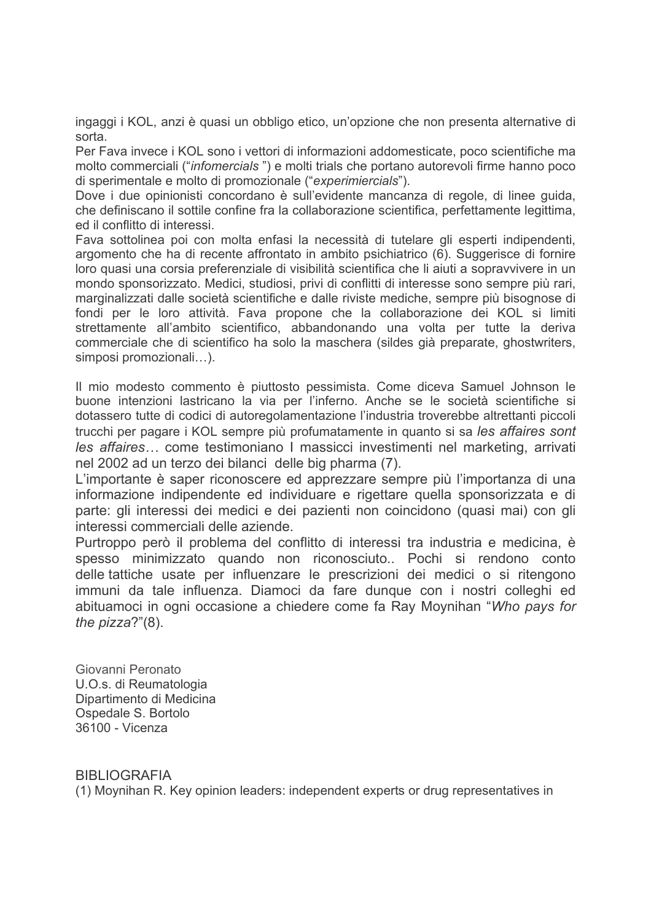ingaggi i KOL, anzi è quasi un obbligo etico, un'opzione che non presenta alternative di sorta.
Per Fava invece i KOL sono i vettori di informazioni addomesticate, poco scientifiche ma molto commerciali ("*infomercials* ") e molti trials che portano autorevoli firme hanno poco di sperimentale e molto di promozionale ("*experimiercials*").
Dove i due opinionisti concordano è sull'evidente mancanza di regole, di linee guida, che definiscano il sottile confine fra la collaborazione scientifica, perfettamente legittima, ed il conflitto di interessi.
Fava sottolinea poi con molta enfasi la necessità di tutelare gli esperti indipendenti, argomento che ha di recente affrontato in ambito psichiatrico (6). Suggerisce di fornire loro quasi una corsia preferenziale di visibilità scientifica che li aiuti a sopravvivere in un mondo sponsorizzato. Medici, studiosi, privi di conflitti di interesse sono sempre più rari, marginalizzati dalle società scientifiche e dalle riviste mediche, sempre più bisognose di fondi per le loro attività. Fava propone che la collaborazione dei KOL si limiti strettamente all'ambito scientifico, abbandonando una volta per tutte la deriva commerciale che di scientifico ha solo la maschera (sildes già preparate, ghostwriters, simposi promozionali…).

Il mio modesto commento è piuttosto pessimista. Come diceva Samuel Johnson le buone intenzioni lastricano la via per l'inferno. Anche se le società scientifiche si dotassero tutte di codici di autoregolamentazione l'industria troverebbe altrettanti piccoli trucchi per pagare i KOL sempre più profumatamente in quanto si sa *les affaires sont les affaires…* come testimoniano I massicci investimenti nel marketing, arrivati nel 2002 ad un terzo dei bilanci delle big pharma (7).
L'importante è saper riconoscere ed apprezzare sempre più l'importanza di una informazione indipendente ed individuare e rigettare quella sponsorizzata e di parte: gli interessi dei medici e dei pazienti non coincidono (quasi mai) con gli interessi commerciali delle aziende.
Purtroppo però il problema del conflitto di interessi tra industria e medicina, è spesso minimizzato quando non riconosciuto.. Pochi si rendono conto delle tattiche usate per influenzare le prescrizioni dei medici o si ritengono immuni da tale influenza. Diamoci da fare dunque con i nostri colleghi ed abituamoci in ogni occasione a chiedere come fa Ray Moynihan "*Who pays for the pizza*?"(8).

Giovanni Peronato
U.O.s. di Reumatologia
Dipartimento di Medicina
Ospedale S. Bortolo
36100 - Vicenza

BIBLIOGRAFIA

(1) Moynihan R. Key opinion leaders: independent experts or drug representatives in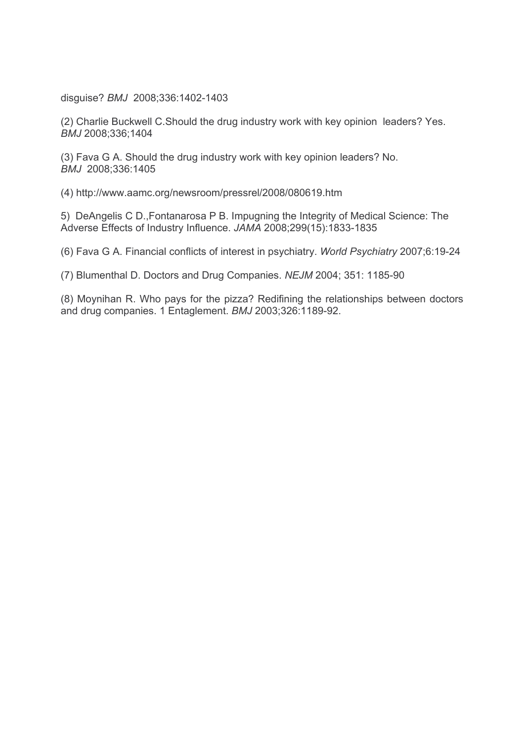disguise? *BMJ* 2008;336:1402-1403

(2) Charlie Buckwell C.Should the drug industry work with key opinion leaders? Yes. *BMJ* 2008;336;1404

(3) Fava G A. Should the drug industry work with key opinion leaders? No. *BMJ* 2008;336:1405

(4) http://www.aamc.org/newsroom/pressrel/2008/080619.htm

5) DeAngelis C D.,Fontanarosa P B. Impugning the Integrity of Medical Science: The Adverse Effects of Industry Influence. *JAMA* 2008;299(15):1833-1835

(6) Fava G A. Financial conflicts of interest in psychiatry. *World Psychiatry* 2007;6:19-24

(7) Blumenthal D. Doctors and Drug Companies. *NEJM* 2004; 351: 1185-90

(8) Moynihan R. Who pays for the pizza? Redifining the relationships between doctors and drug companies. 1 Entaglement. *BMJ* 2003;326:1189-92.